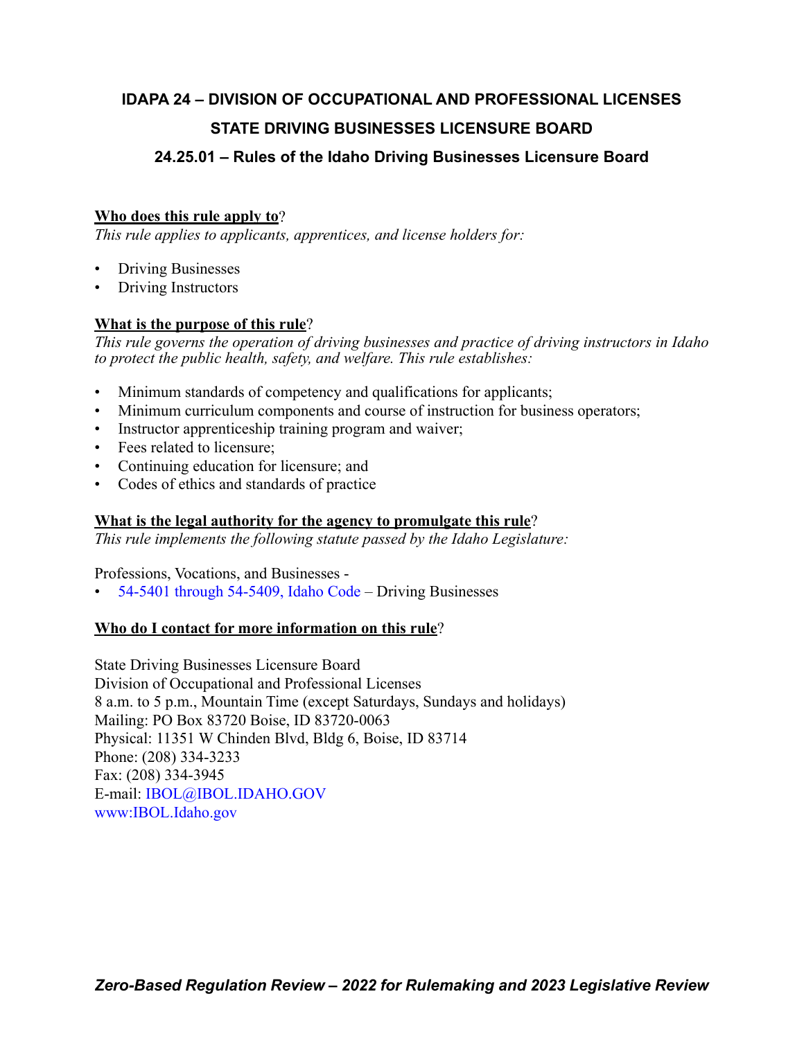# IDAPA 24 – DIVISION OF OCCUPATIONAL AND PROFESSIONAL LICENSES

## STATE DRIVING BUSINESSES LICENSURE BOARD

### 24.25.01 – Rules of the Idaho Driving Businesses Licensure Board

**Who does this rule apply to?**
*This rule applies to applicants, apprentices, and license holders for:*

- Driving Businesses
- Driving Instructors

**What is the purpose of this rule?**
*This rule governs the operation of driving businesses and practice of driving instructors in Idaho to protect the public health, safety, and welfare. This rule establishes:*

- Minimum standards of competency and qualifications for applicants;
- Minimum curriculum components and course of instruction for business operators;
- Instructor apprenticeship training program and waiver;
- Fees related to licensure;
- Continuing education for licensure; and
- Codes of ethics and standards of practice

**What is the legal authority for the agency to promulgate this rule?**
*This rule implements the following statute passed by the Idaho Legislature:*

Professions, Vocations, and Businesses -

- 54-5401 through 54-5409, Idaho Code – Driving Businesses

**Who do I contact for more information on this rule?**

State Driving Businesses Licensure Board
Division of Occupational and Professional Licenses
8 a.m. to 5 p.m., Mountain Time (except Saturdays, Sundays and holidays)
Mailing: PO Box 83720 Boise, ID 83720-0063
Physical: 11351 W Chinden Blvd, Bldg 6, Boise, ID 83714
Phone: (208) 334-3233
Fax: (208) 334-3945
E-mail: IBOL@IBOL.IDAHO.GOV
www:IBOL.Idaho.gov

***Zero-Based Regulation Review – 2022 for Rulemaking and 2023 Legislative Review***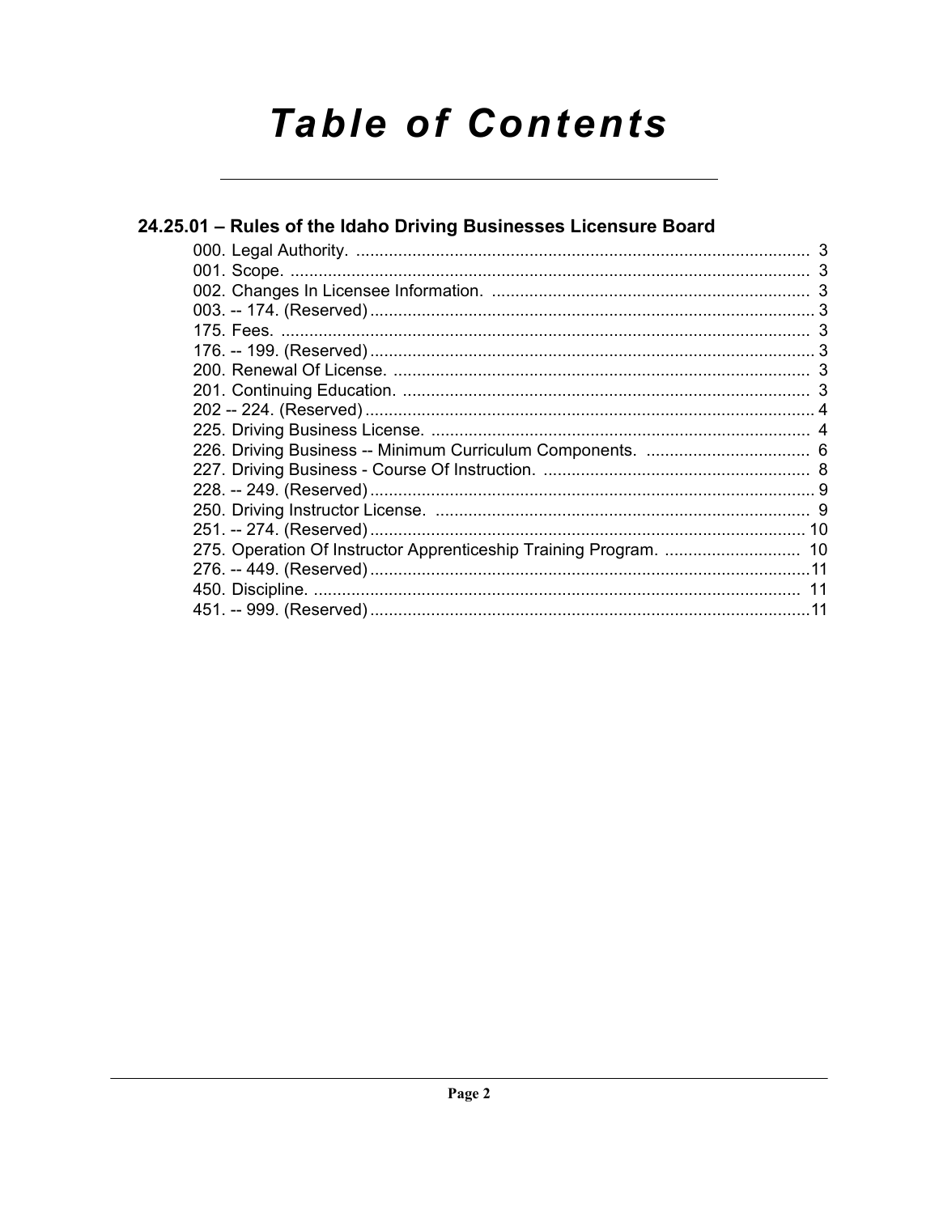# Table of Contents

## 24.25.01 – Rules of the Idaho Driving Businesses Licensure Board

000. Legal Authority. ........ 3
001. Scope. ........ 3
002. Changes In Licensee Information. ........ 3
003. -- 174. (Reserved) ........ 3
175. Fees. ........ 3
176. -- 199. (Reserved) ........ 3
200. Renewal Of License. ........ 3
201. Continuing Education. ........ 3
202 -- 224. (Reserved) ........ 4
225. Driving Business License. ........ 4
226. Driving Business -- Minimum Curriculum Components. ........ 6
227. Driving Business - Course Of Instruction. ........ 8
228. -- 249. (Reserved) ........ 9
250. Driving Instructor License. ........ 9
251. -- 274. (Reserved) ........ 10
275. Operation Of Instructor Apprenticeship Training Program. ........ 10
276. -- 449. (Reserved) ........ 11
450. Discipline. ........ 11
451. -- 999. (Reserved) ........ 11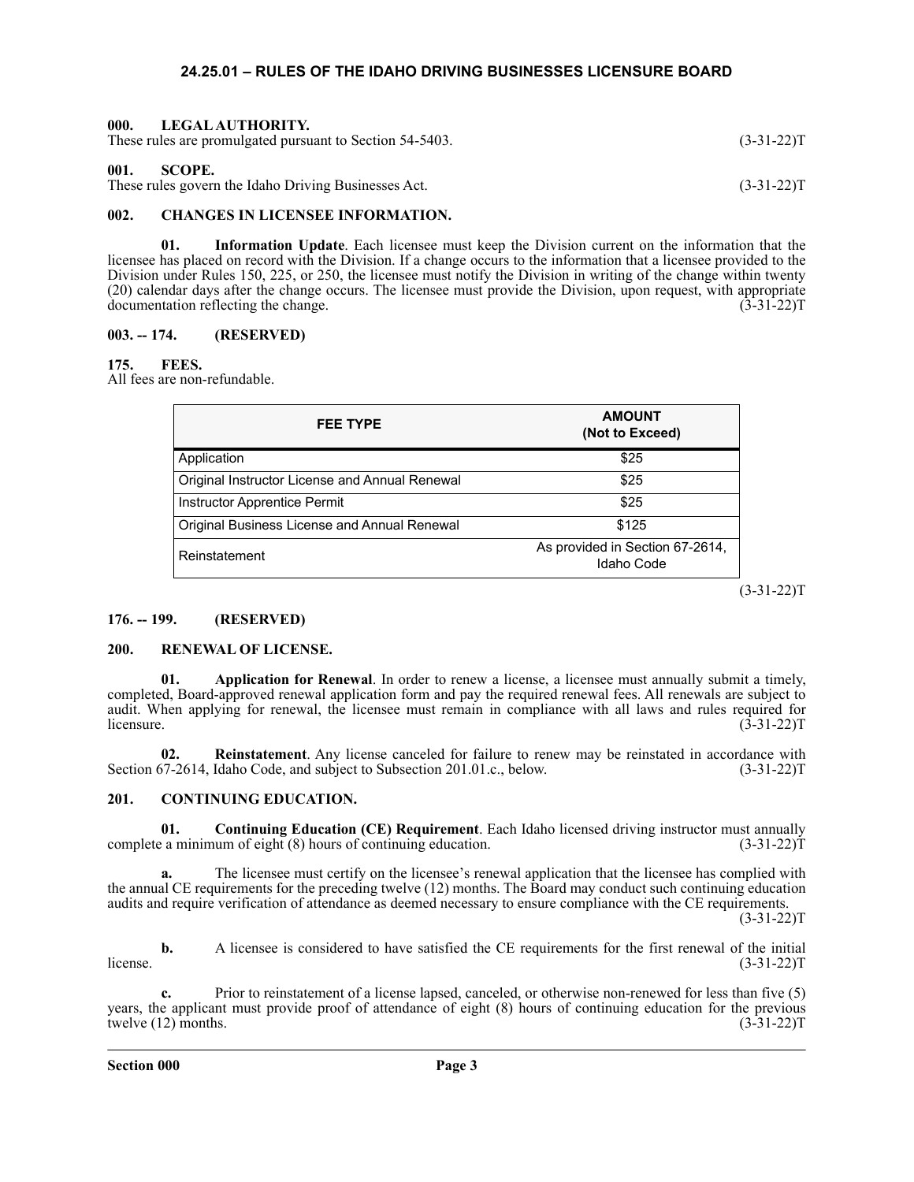# 24.25.01 – RULES OF THE IDAHO DRIVING BUSINESSES LICENSURE BOARD

### 000. LEGAL AUTHORITY.

These rules are promulgated pursuant to Section 54-5403. (3-31-22)T

### 001. SCOPE.

These rules govern the Idaho Driving Businesses Act. (3-31-22)T

### 002. CHANGES IN LICENSEE INFORMATION.

**01. Information Update**. Each licensee must keep the Division current on the information that the licensee has placed on record with the Division. If a change occurs to the information that a licensee provided to the Division under Rules 150, 225, or 250, the licensee must notify the Division in writing of the change within twenty (20) calendar days after the change occurs. The licensee must provide the Division, upon request, with appropriate documentation reflecting the change. (3-31-22)T

### 003. -- 174. (RESERVED)

### 175. FEES.

All fees are non-refundable.

| FEE TYPE | AMOUNT (Not to Exceed) |
|---|---|
| Application | $25 |
| Original Instructor License and Annual Renewal | $25 |
| Instructor Apprentice Permit | $25 |
| Original Business License and Annual Renewal | $125 |
| Reinstatement | As provided in Section 67-2614, Idaho Code |

(3-31-22)T

### 176. -- 199. (RESERVED)

### 200. RENEWAL OF LICENSE.

**01. Application for Renewal**. In order to renew a license, a licensee must annually submit a timely, completed, Board-approved renewal application form and pay the required renewal fees. All renewals are subject to audit. When applying for renewal, the licensee must remain in compliance with all laws and rules required for licensure. (3-31-22)T

**02. Reinstatement**. Any license canceled for failure to renew may be reinstated in accordance with Section 67-2614, Idaho Code, and subject to Subsection 201.01.c., below. (3-31-22)T

### 201. CONTINUING EDUCATION.

**01. Continuing Education (CE) Requirement**. Each Idaho licensed driving instructor must annually complete a minimum of eight (8) hours of continuing education. (3-31-22)T

**a.** The licensee must certify on the licensee's renewal application that the licensee has complied with the annual CE requirements for the preceding twelve (12) months. The Board may conduct such continuing education audits and require verification of attendance as deemed necessary to ensure compliance with the CE requirements. (3-31-22)T

**b.** A licensee is considered to have satisfied the CE requirements for the first renewal of the initial license. (3-31-22)T

**c.** Prior to reinstatement of a license lapsed, canceled, or otherwise non-renewed for less than five (5) years, the applicant must provide proof of attendance of eight (8) hours of continuing education for the previous twelve (12) months. (3-31-22)T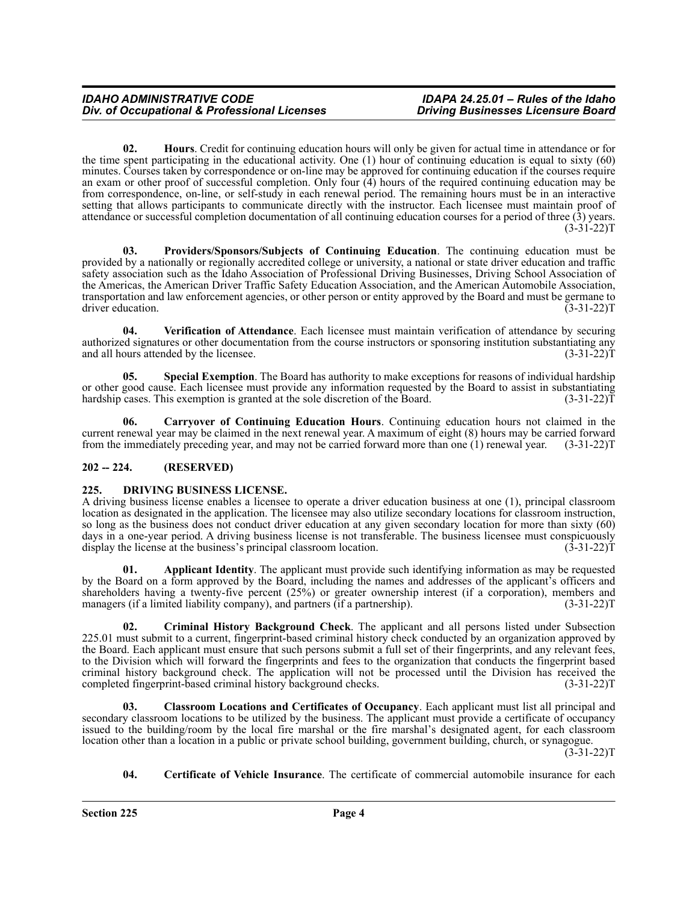**02. Hours**. Credit for continuing education hours will only be given for actual time in attendance or for the time spent participating in the educational activity. One (1) hour of continuing education is equal to sixty (60) minutes. Courses taken by correspondence or on-line may be approved for continuing education if the courses require an exam or other proof of successful completion. Only four (4) hours of the required continuing education may be from correspondence, on-line, or self-study in each renewal period. The remaining hours must be in an interactive setting that allows participants to communicate directly with the instructor. Each licensee must maintain proof of attendance or successful completion documentation of all continuing education courses for a period of three (3) years. (3-31-22)T

**03. Providers/Sponsors/Subjects of Continuing Education**. The continuing education must be provided by a nationally or regionally accredited college or university, a national or state driver education and traffic safety association such as the Idaho Association of Professional Driving Businesses, Driving School Association of the Americas, the American Driver Traffic Safety Education Association, and the American Automobile Association, transportation and law enforcement agencies, or other person or entity approved by the Board and must be germane to driver education. (3-31-22)T

**04. Verification of Attendance**. Each licensee must maintain verification of attendance by securing authorized signatures or other documentation from the course instructors or sponsoring institution substantiating any and all hours attended by the licensee. (3-31-22)T

**05. Special Exemption**. The Board has authority to make exceptions for reasons of individual hardship or other good cause. Each licensee must provide any information requested by the Board to assist in substantiating hardship cases. This exemption is granted at the sole discretion of the Board. (3-31-22)T

**06. Carryover of Continuing Education Hours**. Continuing education hours not claimed in the current renewal year may be claimed in the next renewal year. A maximum of eight (8) hours may be carried forward from the immediately preceding year, and may not be carried forward more than one (1) renewal year. (3-31-22)T

## 202 -- 224. (RESERVED)

## 225. DRIVING BUSINESS LICENSE.

A driving business license enables a licensee to operate a driver education business at one (1), principal classroom location as designated in the application. The licensee may also utilize secondary locations for classroom instruction, so long as the business does not conduct driver education at any given secondary location for more than sixty (60) days in a one-year period. A driving business license is not transferable. The business licensee must conspicuously display the license at the business's principal classroom location. (3-31-22)T

**01. Applicant Identity**. The applicant must provide such identifying information as may be requested by the Board on a form approved by the Board, including the names and addresses of the applicant's officers and shareholders having a twenty-five percent (25%) or greater ownership interest (if a corporation), members and managers (if a limited liability company), and partners (if a partnership). (3-31-22)T

**02. Criminal History Background Check**. The applicant and all persons listed under Subsection 225.01 must submit to a current, fingerprint-based criminal history check conducted by an organization approved by the Board. Each applicant must ensure that such persons submit a full set of their fingerprints, and any relevant fees, to the Division which will forward the fingerprints and fees to the organization that conducts the fingerprint based criminal history background check. The application will not be processed until the Division has received the completed fingerprint-based criminal history background checks. (3-31-22)T

**03. Classroom Locations and Certificates of Occupancy**. Each applicant must list all principal and secondary classroom locations to be utilized by the business. The applicant must provide a certificate of occupancy issued to the building/room by the local fire marshal or the fire marshal's designated agent, for each classroom location other than a location in a public or private school building, government building, church, or synagogue. (3-31-22)T

**04. Certificate of Vehicle Insurance**. The certificate of commercial automobile insurance for each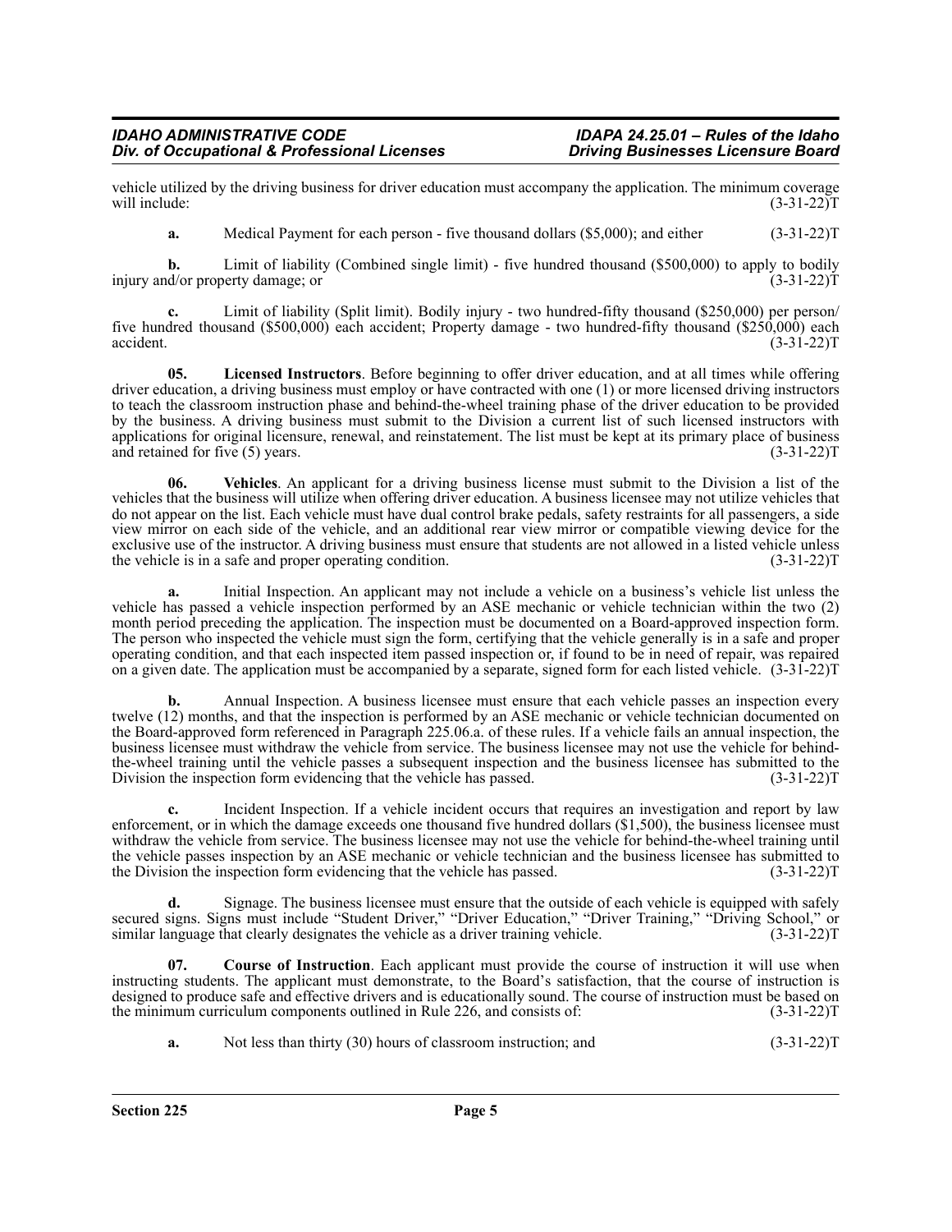vehicle utilized by the driving business for driver education must accompany the application. The minimum coverage will include: (3-31-22)T

**a.** Medical Payment for each person - five thousand dollars ($5,000); and either (3-31-22)T

**b.** Limit of liability (Combined single limit) - five hundred thousand ($500,000) to apply to bodily injury and/or property damage; or (3-31-22)T

**c.** Limit of liability (Split limit). Bodily injury - two hundred-fifty thousand ($250,000) per person/ five hundred thousand ($500,000) each accident; Property damage - two hundred-fifty thousand ($250,000) each accident. (3-31-22)T

**05. Licensed Instructors**. Before beginning to offer driver education, and at all times while offering driver education, a driving business must employ or have contracted with one (1) or more licensed driving instructors to teach the classroom instruction phase and behind-the-wheel training phase of the driver education to be provided by the business. A driving business must submit to the Division a current list of such licensed instructors with applications for original licensure, renewal, and reinstatement. The list must be kept at its primary place of business and retained for five (5) years. (3-31-22)T

**06. Vehicles**. An applicant for a driving business license must submit to the Division a list of the vehicles that the business will utilize when offering driver education. A business licensee may not utilize vehicles that do not appear on the list. Each vehicle must have dual control brake pedals, safety restraints for all passengers, a side view mirror on each side of the vehicle, and an additional rear view mirror or compatible viewing device for the exclusive use of the instructor. A driving business must ensure that students are not allowed in a listed vehicle unless the vehicle is in a safe and proper operating condition. (3-31-22)T

**a.** Initial Inspection. An applicant may not include a vehicle on a business's vehicle list unless the vehicle has passed a vehicle inspection performed by an ASE mechanic or vehicle technician within the two (2) month period preceding the application. The inspection must be documented on a Board-approved inspection form. The person who inspected the vehicle must sign the form, certifying that the vehicle generally is in a safe and proper operating condition, and that each inspected item passed inspection or, if found to be in need of repair, was repaired on a given date. The application must be accompanied by a separate, signed form for each listed vehicle. (3-31-22)T

**b.** Annual Inspection. A business licensee must ensure that each vehicle passes an inspection every twelve (12) months, and that the inspection is performed by an ASE mechanic or vehicle technician documented on the Board-approved form referenced in Paragraph 225.06.a. of these rules. If a vehicle fails an annual inspection, the business licensee must withdraw the vehicle from service. The business licensee may not use the vehicle for behind-the-wheel training until the vehicle passes a subsequent inspection and the business licensee has submitted to the Division the inspection form evidencing that the vehicle has passed. (3-31-22)T

**c.** Incident Inspection. If a vehicle incident occurs that requires an investigation and report by law enforcement, or in which the damage exceeds one thousand five hundred dollars ($1,500), the business licensee must withdraw the vehicle from service. The business licensee may not use the vehicle for behind-the-wheel training until the vehicle passes inspection by an ASE mechanic or vehicle technician and the business licensee has submitted to the Division the inspection form evidencing that the vehicle has passed. (3-31-22)T

**d.** Signage. The business licensee must ensure that the outside of each vehicle is equipped with safely secured signs. Signs must include "Student Driver," "Driver Education," "Driver Training," "Driving School," or similar language that clearly designates the vehicle as a driver training vehicle. (3-31-22)T

**07. Course of Instruction**. Each applicant must provide the course of instruction it will use when instructing students. The applicant must demonstrate, to the Board's satisfaction, that the course of instruction is designed to produce safe and effective drivers and is educationally sound. The course of instruction must be based on the minimum curriculum components outlined in Rule 226, and consists of: (3-31-22)T

**a.** Not less than thirty (30) hours of classroom instruction; and (3-31-22)T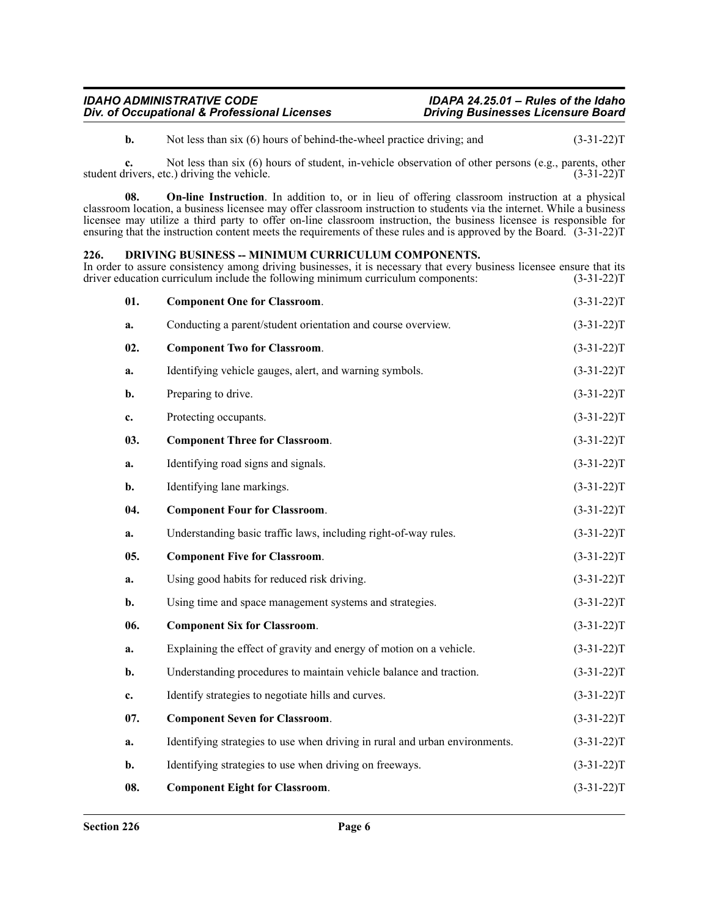**b.** Not less than six (6) hours of behind-the-wheel practice driving; and (3-31-22)T

**c.** Not less than six (6) hours of student, in-vehicle observation of other persons (e.g., parents, other student drivers, etc.) driving the vehicle. (3-31-22)T

**08. On-line Instruction**. In addition to, or in lieu of offering classroom instruction at a physical classroom location, a business licensee may offer classroom instruction to students via the internet. While a business licensee may utilize a third party to offer on-line classroom instruction, the business licensee is responsible for ensuring that the instruction content meets the requirements of these rules and is approved by the Board. (3-31-22)T

## 226. DRIVING BUSINESS -- MINIMUM CURRICULUM COMPONENTS.

In order to assure consistency among driving businesses, it is necessary that every business licensee ensure that its driver education curriculum include the following minimum curriculum components: (3-31-22)T

**01. Component One for Classroom**. (3-31-22)T

**a.** Conducting a parent/student orientation and course overview. (3-31-22)T

**02. Component Two for Classroom**. (3-31-22)T

**a.** Identifying vehicle gauges, alert, and warning symbols. (3-31-22)T

**b.** Preparing to drive. (3-31-22)T

**c.** Protecting occupants. (3-31-22)T

**03. Component Three for Classroom**. (3-31-22)T

**a.** Identifying road signs and signals. (3-31-22)T

**b.** Identifying lane markings. (3-31-22)T

**04. Component Four for Classroom**. (3-31-22)T

**a.** Understanding basic traffic laws, including right-of-way rules. (3-31-22)T

**05. Component Five for Classroom**. (3-31-22)T

**a.** Using good habits for reduced risk driving. (3-31-22)T

**b.** Using time and space management systems and strategies. (3-31-22)T

**06. Component Six for Classroom**. (3-31-22)T

**a.** Explaining the effect of gravity and energy of motion on a vehicle. (3-31-22)T

**b.** Understanding procedures to maintain vehicle balance and traction. (3-31-22)T

**c.** Identify strategies to negotiate hills and curves. (3-31-22)T

**07. Component Seven for Classroom**. (3-31-22)T

**a.** Identifying strategies to use when driving in rural and urban environments. (3-31-22)T

**b.** Identifying strategies to use when driving on freeways. (3-31-22)T

**08. Component Eight for Classroom**. (3-31-22)T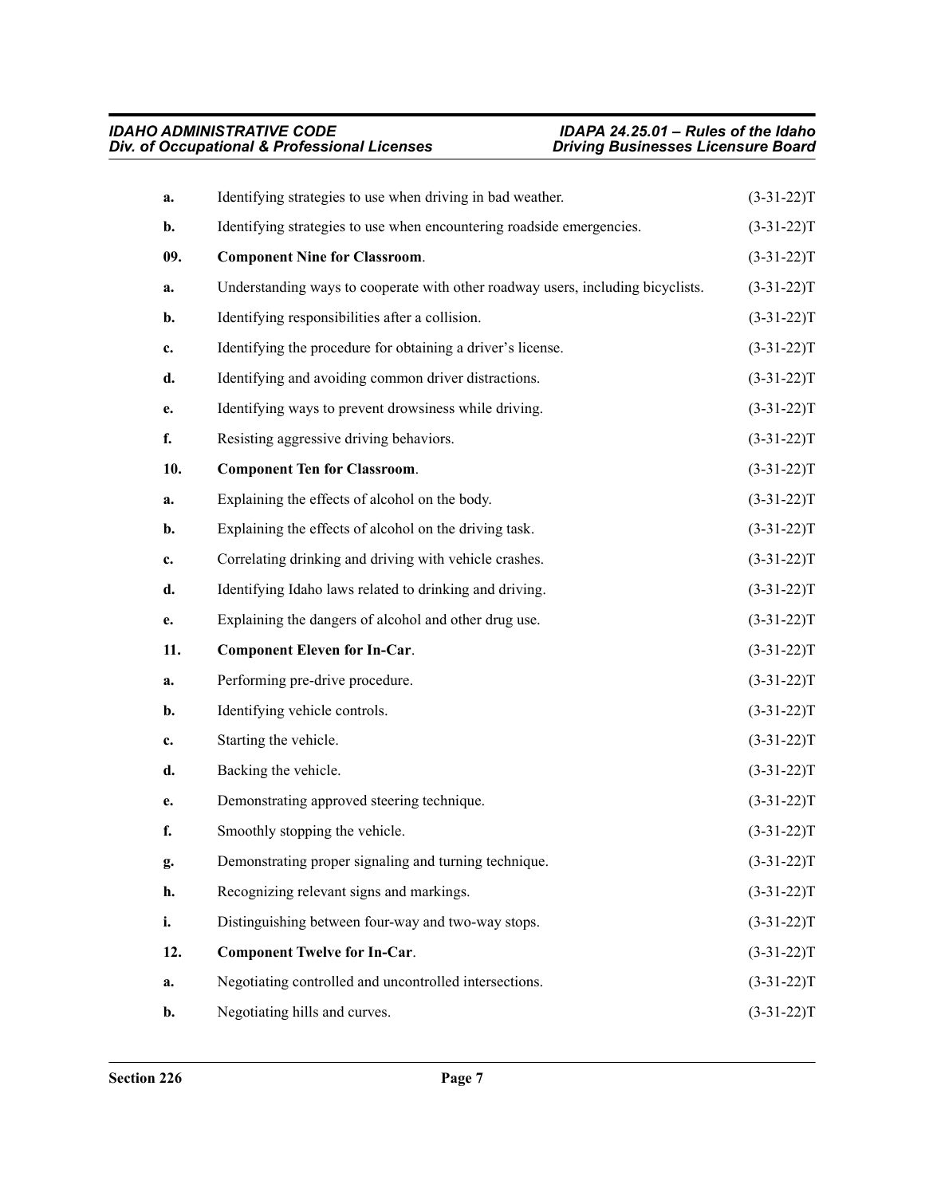a. Identifying strategies to use when driving in bad weather. (3-31-22)T

b. Identifying strategies to use when encountering roadside emergencies. (3-31-22)T

09. **Component Nine for Classroom**. (3-31-22)T

a. Understanding ways to cooperate with other roadway users, including bicyclists. (3-31-22)T

b. Identifying responsibilities after a collision. (3-31-22)T

c. Identifying the procedure for obtaining a driver's license. (3-31-22)T

d. Identifying and avoiding common driver distractions. (3-31-22)T

e. Identifying ways to prevent drowsiness while driving. (3-31-22)T

f. Resisting aggressive driving behaviors. (3-31-22)T

10. **Component Ten for Classroom**. (3-31-22)T

a. Explaining the effects of alcohol on the body. (3-31-22)T

b. Explaining the effects of alcohol on the driving task. (3-31-22)T

c. Correlating drinking and driving with vehicle crashes. (3-31-22)T

d. Identifying Idaho laws related to drinking and driving. (3-31-22)T

e. Explaining the dangers of alcohol and other drug use. (3-31-22)T

11. **Component Eleven for In-Car**. (3-31-22)T

a. Performing pre-drive procedure. (3-31-22)T

b. Identifying vehicle controls. (3-31-22)T

c. Starting the vehicle. (3-31-22)T

d. Backing the vehicle. (3-31-22)T

e. Demonstrating approved steering technique. (3-31-22)T

f. Smoothly stopping the vehicle. (3-31-22)T

g. Demonstrating proper signaling and turning technique. (3-31-22)T

h. Recognizing relevant signs and markings. (3-31-22)T

i. Distinguishing between four-way and two-way stops. (3-31-22)T

12. **Component Twelve for In-Car**. (3-31-22)T

a. Negotiating controlled and uncontrolled intersections. (3-31-22)T

b. Negotiating hills and curves. (3-31-22)T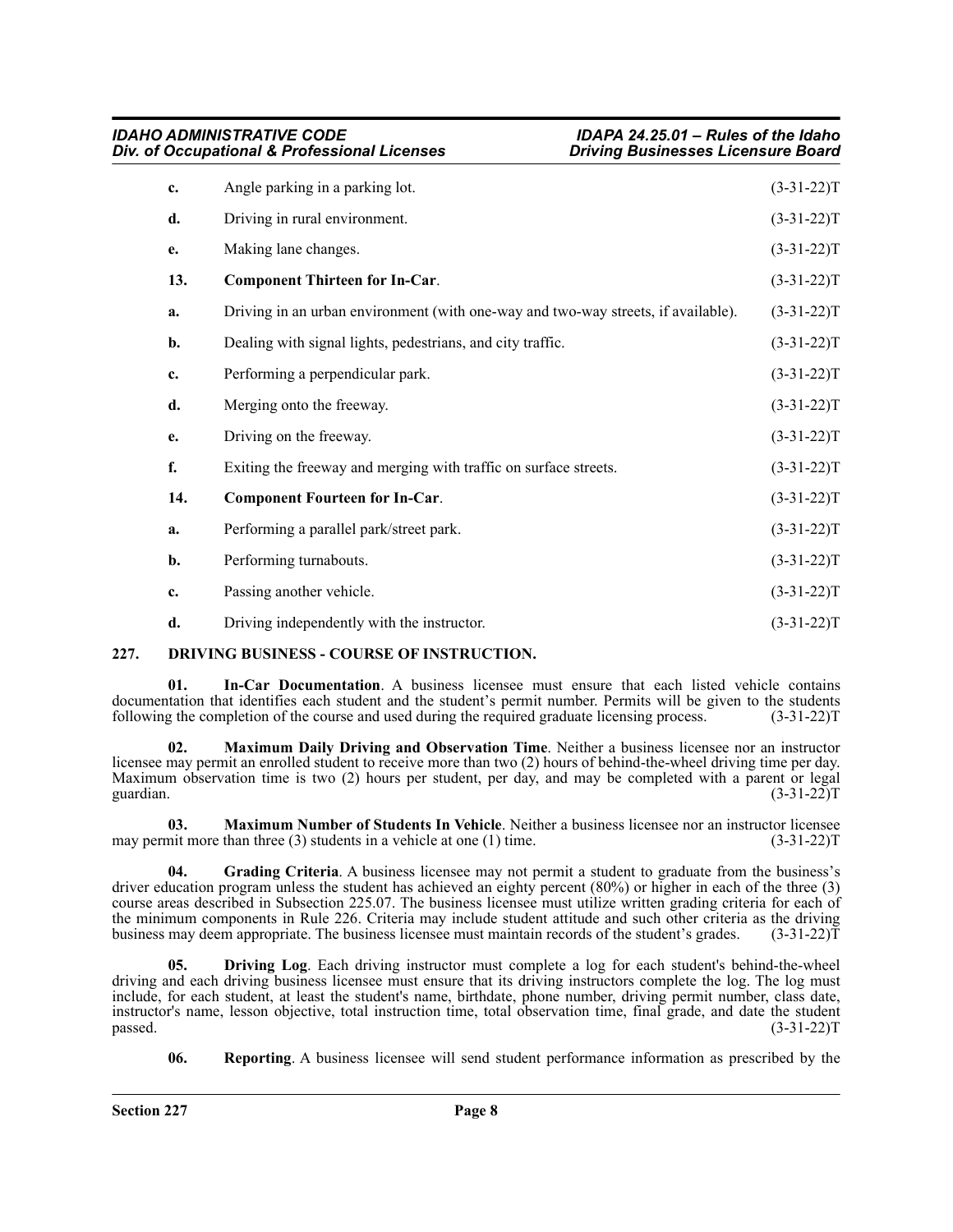**c.** Angle parking in a parking lot. (3-31-22)T

**d.** Driving in rural environment. (3-31-22)T

**e.** Making lane changes. (3-31-22)T

**13. Component Thirteen for In-Car**. (3-31-22)T

**a.** Driving in an urban environment (with one-way and two-way streets, if available). (3-31-22)T

**b.** Dealing with signal lights, pedestrians, and city traffic. (3-31-22)T

**c.** Performing a perpendicular park. (3-31-22)T

**d.** Merging onto the freeway. (3-31-22)T

**e.** Driving on the freeway. (3-31-22)T

**f.** Exiting the freeway and merging with traffic on surface streets. (3-31-22)T

**14. Component Fourteen for In-Car**. (3-31-22)T

**a.** Performing a parallel park/street park. (3-31-22)T

**b.** Performing turnabouts. (3-31-22)T

**c.** Passing another vehicle. (3-31-22)T

**d.** Driving independently with the instructor. (3-31-22)T

## 227. DRIVING BUSINESS - COURSE OF INSTRUCTION.

**01. In-Car Documentation**. A business licensee must ensure that each listed vehicle contains documentation that identifies each student and the student's permit number. Permits will be given to the students following the completion of the course and used during the required graduate licensing process. (3-31-22)T

**02. Maximum Daily Driving and Observation Time**. Neither a business licensee nor an instructor licensee may permit an enrolled student to receive more than two (2) hours of behind-the-wheel driving time per day. Maximum observation time is two (2) hours per student, per day, and may be completed with a parent or legal guardian. (3-31-22)T

**03. Maximum Number of Students In Vehicle**. Neither a business licensee nor an instructor licensee may permit more than three (3) students in a vehicle at one (1) time. (3-31-22)T

**04. Grading Criteria**. A business licensee may not permit a student to graduate from the business's driver education program unless the student has achieved an eighty percent (80%) or higher in each of the three (3) course areas described in Subsection 225.07. The business licensee must utilize written grading criteria for each of the minimum components in Rule 226. Criteria may include student attitude and such other criteria as the driving business may deem appropriate. The business licensee must maintain records of the student's grades. (3-31-22)T

**05. Driving Log**. Each driving instructor must complete a log for each student's behind-the-wheel driving and each driving business licensee must ensure that its driving instructors complete the log. The log must include, for each student, at least the student's name, birthdate, phone number, driving permit number, class date, instructor's name, lesson objective, total instruction time, total observation time, final grade, and date the student passed. (3-31-22)T

**06. Reporting**. A business licensee will send student performance information as prescribed by the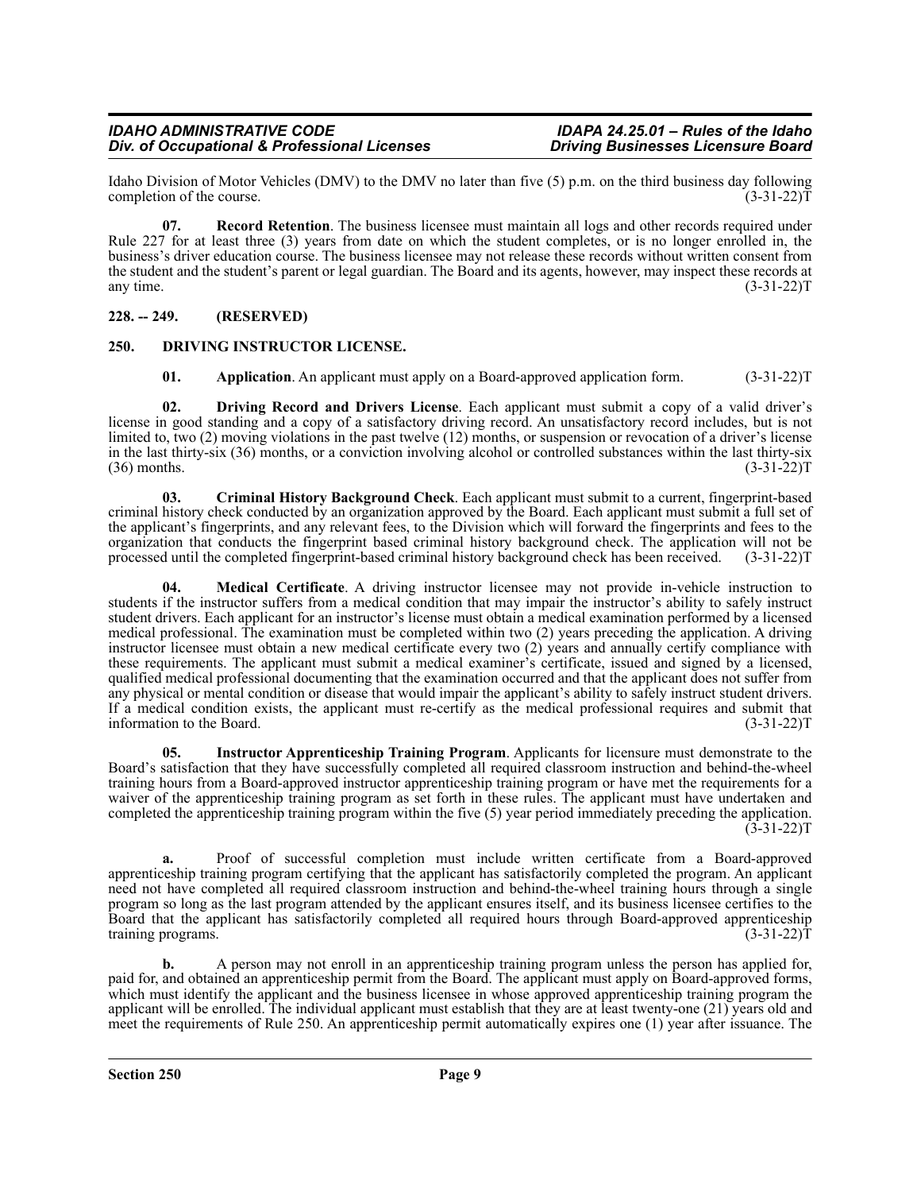Idaho Division of Motor Vehicles (DMV) to the DMV no later than five (5) p.m. on the third business day following completion of the course. (3-31-22)T

**07. Record Retention**. The business licensee must maintain all logs and other records required under Rule 227 for at least three (3) years from date on which the student completes, or is no longer enrolled in, the business's driver education course. The business licensee may not release these records without written consent from the student and the student's parent or legal guardian. The Board and its agents, however, may inspect these records at any time. (3-31-22)T

## 228. -- 249. (RESERVED)

## 250. DRIVING INSTRUCTOR LICENSE.

**01. Application**. An applicant must apply on a Board-approved application form. (3-31-22)T

**02. Driving Record and Drivers License**. Each applicant must submit a copy of a valid driver's license in good standing and a copy of a satisfactory driving record. An unsatisfactory record includes, but is not limited to, two (2) moving violations in the past twelve (12) months, or suspension or revocation of a driver's license in the last thirty-six (36) months, or a conviction involving alcohol or controlled substances within the last thirty-six (36) months. (3-31-22)T

**03. Criminal History Background Check**. Each applicant must submit to a current, fingerprint-based criminal history check conducted by an organization approved by the Board. Each applicant must submit a full set of the applicant's fingerprints, and any relevant fees, to the Division which will forward the fingerprints and fees to the organization that conducts the fingerprint based criminal history background check. The application will not be processed until the completed fingerprint-based criminal history background check has been received. (3-31-22)T

**04. Medical Certificate**. A driving instructor licensee may not provide in-vehicle instruction to students if the instructor suffers from a medical condition that may impair the instructor's ability to safely instruct student drivers. Each applicant for an instructor's license must obtain a medical examination performed by a licensed medical professional. The examination must be completed within two (2) years preceding the application. A driving instructor licensee must obtain a new medical certificate every two (2) years and annually certify compliance with these requirements. The applicant must submit a medical examiner's certificate, issued and signed by a licensed, qualified medical professional documenting that the examination occurred and that the applicant does not suffer from any physical or mental condition or disease that would impair the applicant's ability to safely instruct student drivers. If a medical condition exists, the applicant must re-certify as the medical professional requires and submit that information to the Board. (3-31-22)T

**05. Instructor Apprenticeship Training Program**. Applicants for licensure must demonstrate to the Board's satisfaction that they have successfully completed all required classroom instruction and behind-the-wheel training hours from a Board-approved instructor apprenticeship training program or have met the requirements for a waiver of the apprenticeship training program as set forth in these rules. The applicant must have undertaken and completed the apprenticeship training program within the five (5) year period immediately preceding the application. (3-31-22)T

**a.** Proof of successful completion must include written certificate from a Board-approved apprenticeship training program certifying that the applicant has satisfactorily completed the program. An applicant need not have completed all required classroom instruction and behind-the-wheel training hours through a single program so long as the last program attended by the applicant ensures itself, and its business licensee certifies to the Board that the applicant has satisfactorily completed all required hours through Board-approved apprenticeship training programs. (3-31-22)T

**b.** A person may not enroll in an apprenticeship training program unless the person has applied for, paid for, and obtained an apprenticeship permit from the Board. The applicant must apply on Board-approved forms, which must identify the applicant and the business licensee in whose approved apprenticeship training program the applicant will be enrolled. The individual applicant must establish that they are at least twenty-one (21) years old and meet the requirements of Rule 250. An apprenticeship permit automatically expires one (1) year after issuance. The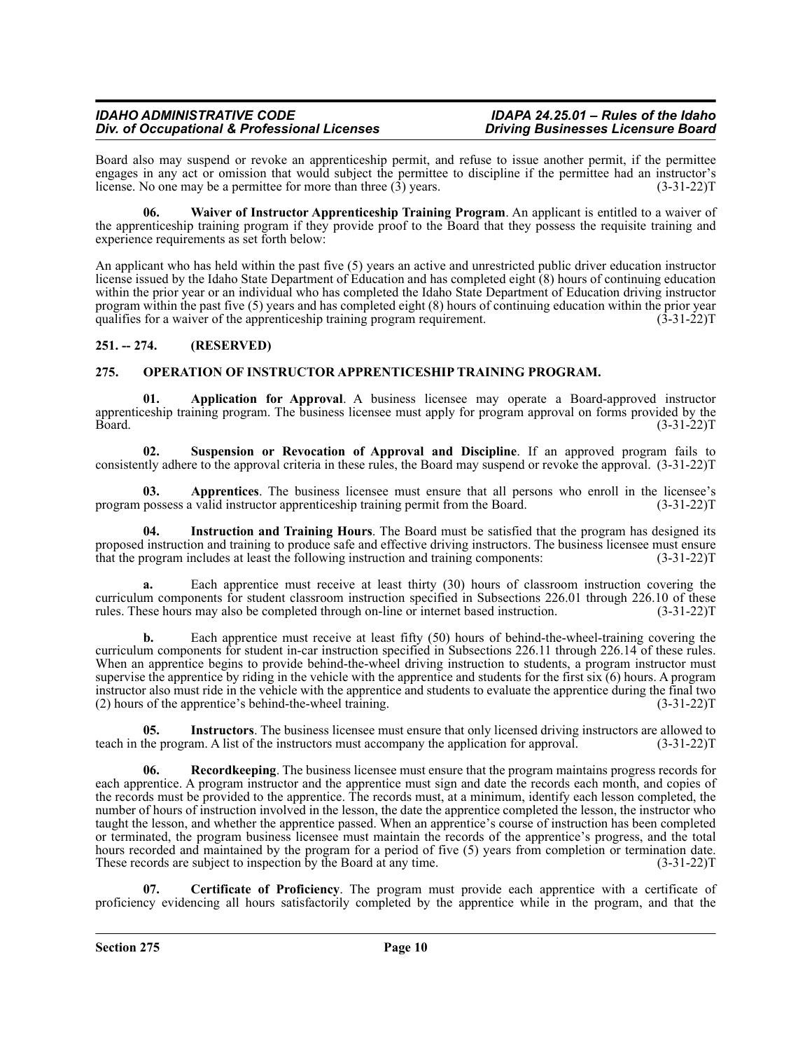Board also may suspend or revoke an apprenticeship permit, and refuse to issue another permit, if the permittee engages in any act or omission that would subject the permittee to discipline if the permittee had an instructor's license. No one may be a permittee for more than three (3) years. (3-31-22)T

**06. Waiver of Instructor Apprenticeship Training Program**. An applicant is entitled to a waiver of the apprenticeship training program if they provide proof to the Board that they possess the requisite training and experience requirements as set forth below:

An applicant who has held within the past five (5) years an active and unrestricted public driver education instructor license issued by the Idaho State Department of Education and has completed eight (8) hours of continuing education within the prior year or an individual who has completed the Idaho State Department of Education driving instructor program within the past five (5) years and has completed eight (8) hours of continuing education within the prior year qualifies for a waiver of the apprenticeship training program requirement. (3-31-22)T

## 251. -- 274. (RESERVED)

## 275. OPERATION OF INSTRUCTOR APPRENTICESHIP TRAINING PROGRAM.

**01. Application for Approval**. A business licensee may operate a Board-approved instructor apprenticeship training program. The business licensee must apply for program approval on forms provided by the Board. (3-31-22)T

**02. Suspension or Revocation of Approval and Discipline**. If an approved program fails to consistently adhere to the approval criteria in these rules, the Board may suspend or revoke the approval. (3-31-22)T

**03. Apprentices**. The business licensee must ensure that all persons who enroll in the licensee's program possess a valid instructor apprenticeship training permit from the Board. (3-31-22)T

**04. Instruction and Training Hours**. The Board must be satisfied that the program has designed its proposed instruction and training to produce safe and effective driving instructors. The business licensee must ensure that the program includes at least the following instruction and training components: (3-31-22)T

**a.** Each apprentice must receive at least thirty (30) hours of classroom instruction covering the curriculum components for student classroom instruction specified in Subsections 226.01 through 226.10 of these rules. These hours may also be completed through on-line or internet based instruction. (3-31-22)T

**b.** Each apprentice must receive at least fifty (50) hours of behind-the-wheel-training covering the curriculum components for student in-car instruction specified in Subsections 226.11 through 226.14 of these rules. When an apprentice begins to provide behind-the-wheel driving instruction to students, a program instructor must supervise the apprentice by riding in the vehicle with the apprentice and students for the first six (6) hours. A program instructor also must ride in the vehicle with the apprentice and students to evaluate the apprentice during the final two (2) hours of the apprentice's behind-the-wheel training. (3-31-22)T

**05. Instructors**. The business licensee must ensure that only licensed driving instructors are allowed to teach in the program. A list of the instructors must accompany the application for approval. (3-31-22)T

**06. Recordkeeping**. The business licensee must ensure that the program maintains progress records for each apprentice. A program instructor and the apprentice must sign and date the records each month, and copies of the records must be provided to the apprentice. The records must, at a minimum, identify each lesson completed, the number of hours of instruction involved in the lesson, the date the apprentice completed the lesson, the instructor who taught the lesson, and whether the apprentice passed. When an apprentice's course of instruction has been completed or terminated, the program business licensee must maintain the records of the apprentice's progress, and the total hours recorded and maintained by the program for a period of five (5) years from completion or termination date. These records are subject to inspection by the Board at any time. (3-31-22)T

**07. Certificate of Proficiency**. The program must provide each apprentice with a certificate of proficiency evidencing all hours satisfactorily completed by the apprentice while in the program, and that the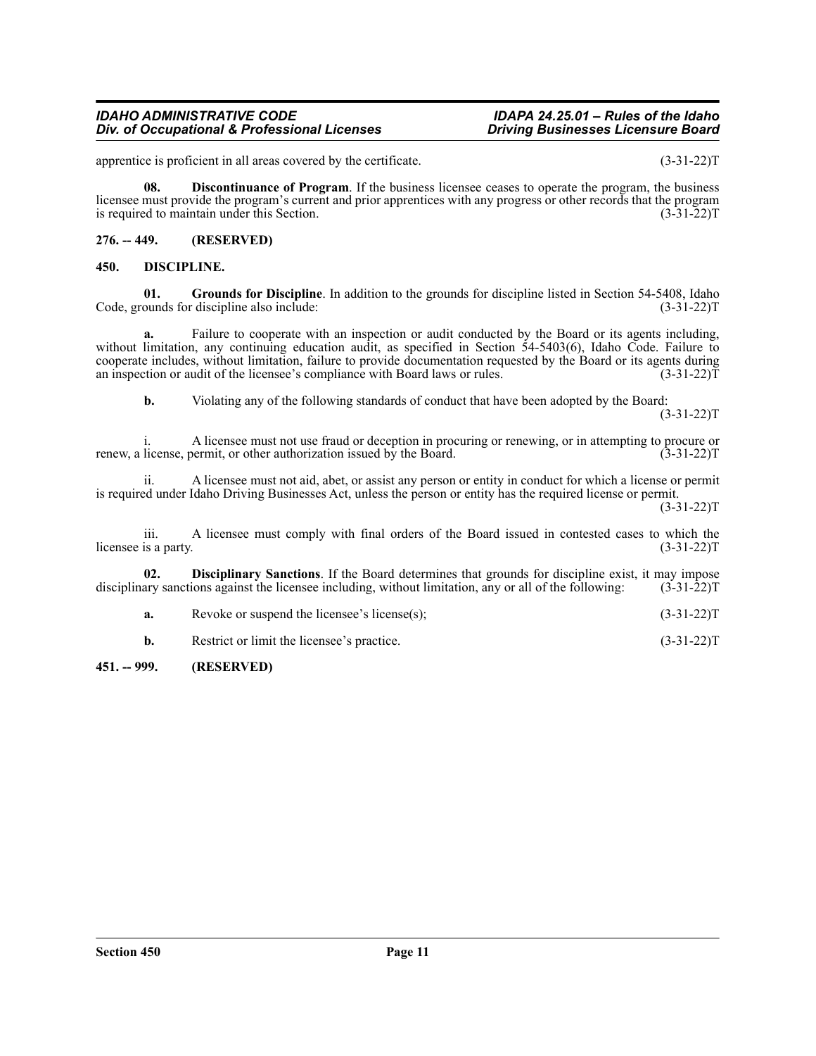apprentice is proficient in all areas covered by the certificate. (3-31-22)T

**08. Discontinuance of Program**. If the business licensee ceases to operate the program, the business licensee must provide the program's current and prior apprentices with any progress or other records that the program is required to maintain under this Section. (3-31-22)T

**276. -- 449. (RESERVED)**

**450. DISCIPLINE.**

**01. Grounds for Discipline**. In addition to the grounds for discipline listed in Section 54-5408, Idaho Code, grounds for discipline also include: (3-31-22)T

**a.** Failure to cooperate with an inspection or audit conducted by the Board or its agents including, without limitation, any continuing education audit, as specified in Section 54-5403(6), Idaho Code. Failure to cooperate includes, without limitation, failure to provide documentation requested by the Board or its agents during an inspection or audit of the licensee's compliance with Board laws or rules. (3-31-22)T

**b.** Violating any of the following standards of conduct that have been adopted by the Board: (3-31-22)T

i. A licensee must not use fraud or deception in procuring or renewing, or in attempting to procure or renew, a license, permit, or other authorization issued by the Board. (3-31-22)T

ii. A licensee must not aid, abet, or assist any person or entity in conduct for which a license or permit is required under Idaho Driving Businesses Act, unless the person or entity has the required license or permit. (3-31-22)T

iii. A licensee must comply with final orders of the Board issued in contested cases to which the licensee is a party. (3-31-22)T

**02. Disciplinary Sanctions**. If the Board determines that grounds for discipline exist, it may impose disciplinary sanctions against the licensee including, without limitation, any or all of the following: (3-31-22)T

**a.** Revoke or suspend the licensee's license(s); (3-31-22)T

**b.** Restrict or limit the licensee's practice. (3-31-22)T

**451. -- 999. (RESERVED)**